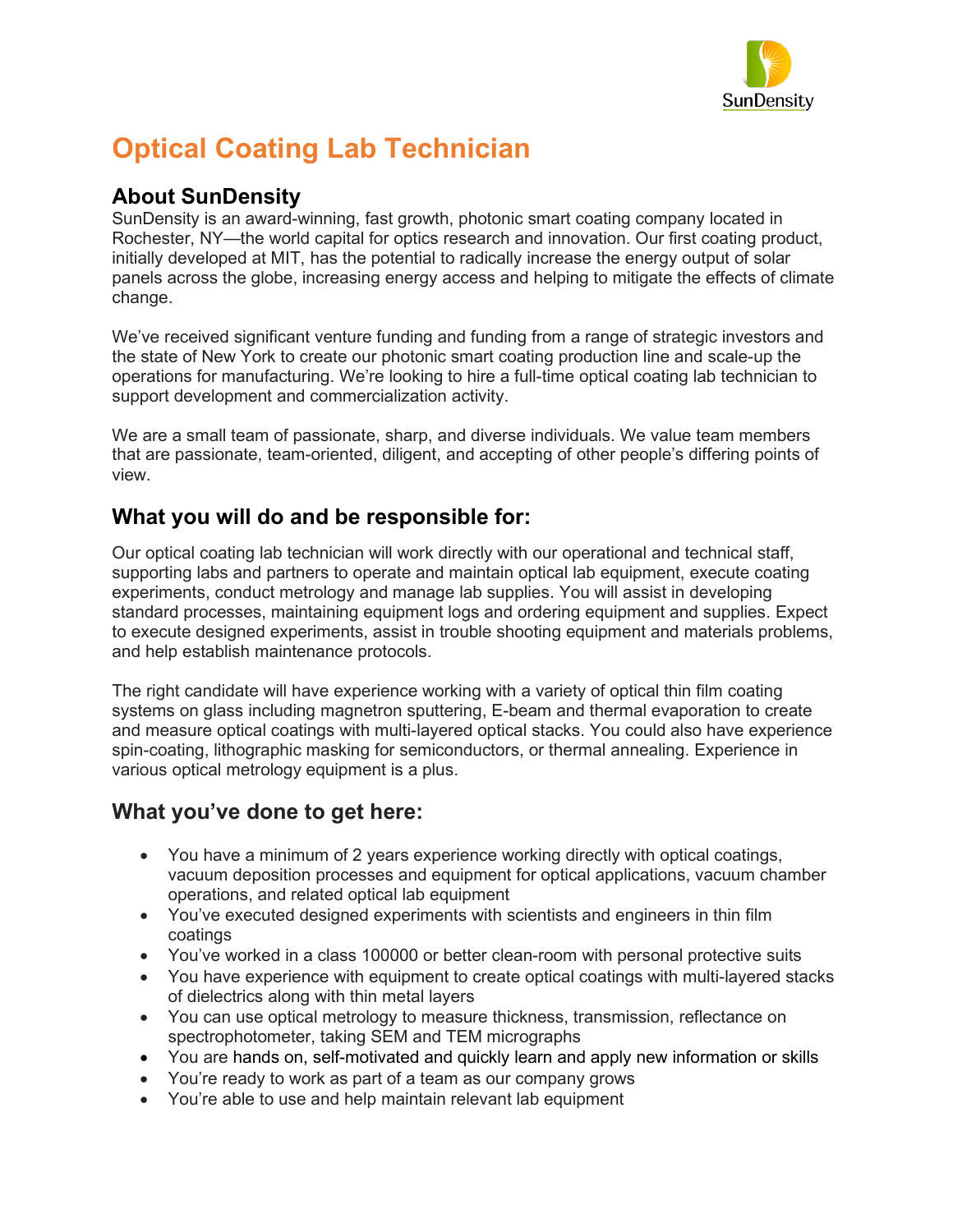# Optical Coating Lab Technician

## About SunDensity

SunDensity is an award-winning, fast growth, photonic smart coating company located in Rochester, NY—the world capital for optics research and innovation. Our first coating product, initially developed at MIT, has the potential to radically increase the energy output of solar panels across the globe, increasing energy access and helping to mitigate the effects of climate change.

We've received significant venture funding and funding from a range of strategic investors and the state of New York to create our photonic smart coating production line and scale-up the operations for manufacturing. We're looking to hire a full-time optical coating lab technician to support development and commercialization activity.

We are a small team of passionate, sharp, and diverse individuals. We value team members that are passionate, team-oriented, diligent, and accepting of other people's differing points of view.

## What you will do and be responsible for:

Our optical coating lab technician will work directly with our operational and technical staff, supporting labs and partners to operate and maintain optical lab equipment, execute coating experiments, conduct metrology and manage lab supplies. You will assist in developing standard processes, maintaining equipment logs and ordering equipment and supplies. Expect to execute designed experiments, assist in trouble shooting equipment and materials problems, and help establish maintenance protocols.

The right candidate will have experience working with a variety of optical thin film coating systems on glass including magnetron sputtering, E-beam and thermal evaporation to create and measure optical coatings with multi-layered optical stacks. You could also have experience spin-coating, lithographic masking for semiconductors, or thermal annealing. Experience in various optical metrology equipment is a plus.

## What you've done to get here:

- You have a minimum of 2 years experience working directly with optical coatings, vacuum deposition processes and equipment for optical applications, vacuum chamber operations, and related optical lab equipment
- You've executed designed experiments with scientists and engineers in thin film coatings
- You've worked in a class 100000 or better clean-room with personal protective suits
- You have experience with equipment to create optical coatings with multi-layered stacks of dielectrics along with thin metal layers
- You can use optical metrology to measure thickness, transmission, reflectance on spectrophotometer, taking SEM and TEM micrographs
- You are hands on, self-motivated and quickly learn and apply new information or skills
- You're ready to work as part of a team as our company grows
- You're able to use and help maintain relevant lab equipment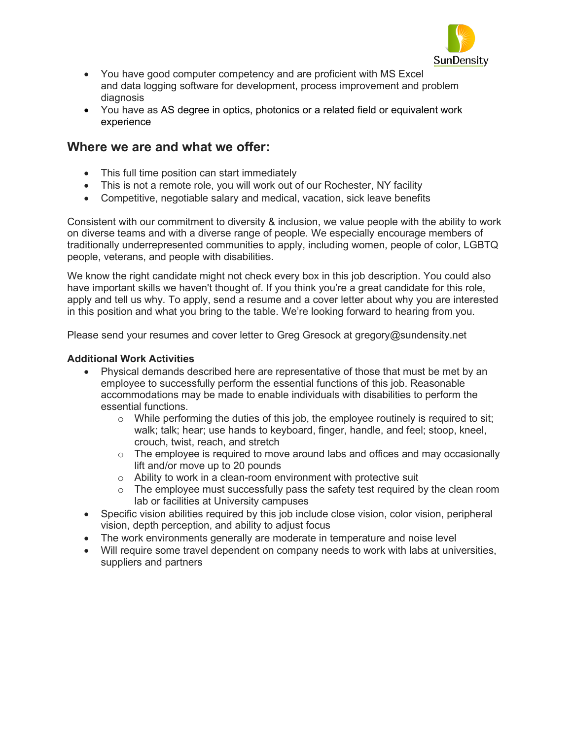- You have good computer competency and are proficient with MS Excel and data logging software for development, process improvement and problem diagnosis
- You have as AS degree in optics, photonics or a related field or equivalent work experience

## Where we are and what we offer:

- This full time position can start immediately
- This is not a remote role, you will work out of our Rochester, NY facility
- Competitive, negotiable salary and medical, vacation, sick leave benefits

Consistent with our commitment to diversity & inclusion, we value people with the ability to work on diverse teams and with a diverse range of people. We especially encourage members of traditionally underrepresented communities to apply, including women, people of color, LGBTQ people, veterans, and people with disabilities.

We know the right candidate might not check every box in this job description. You could also have important skills we haven't thought of. If you think you're a great candidate for this role, apply and tell us why. To apply, send a resume and a cover letter about why you are interested in this position and what you bring to the table. We're looking forward to hearing from you.

Please send your resumes and cover letter to Greg Gresock at gregory@sundensity.net

**Additional Work Activities**

- Physical demands described here are representative of those that must be met by an employee to successfully perform the essential functions of this job. Reasonable accommodations may be made to enable individuals with disabilities to perform the essential functions.
  - While performing the duties of this job, the employee routinely is required to sit; walk; talk; hear; use hands to keyboard, finger, handle, and feel; stoop, kneel, crouch, twist, reach, and stretch
  - The employee is required to move around labs and offices and may occasionally lift and/or move up to 20 pounds
  - Ability to work in a clean-room environment with protective suit
  - The employee must successfully pass the safety test required by the clean room lab or facilities at University campuses
- Specific vision abilities required by this job include close vision, color vision, peripheral vision, depth perception, and ability to adjust focus
- The work environments generally are moderate in temperature and noise level
- Will require some travel dependent on company needs to work with labs at universities, suppliers and partners